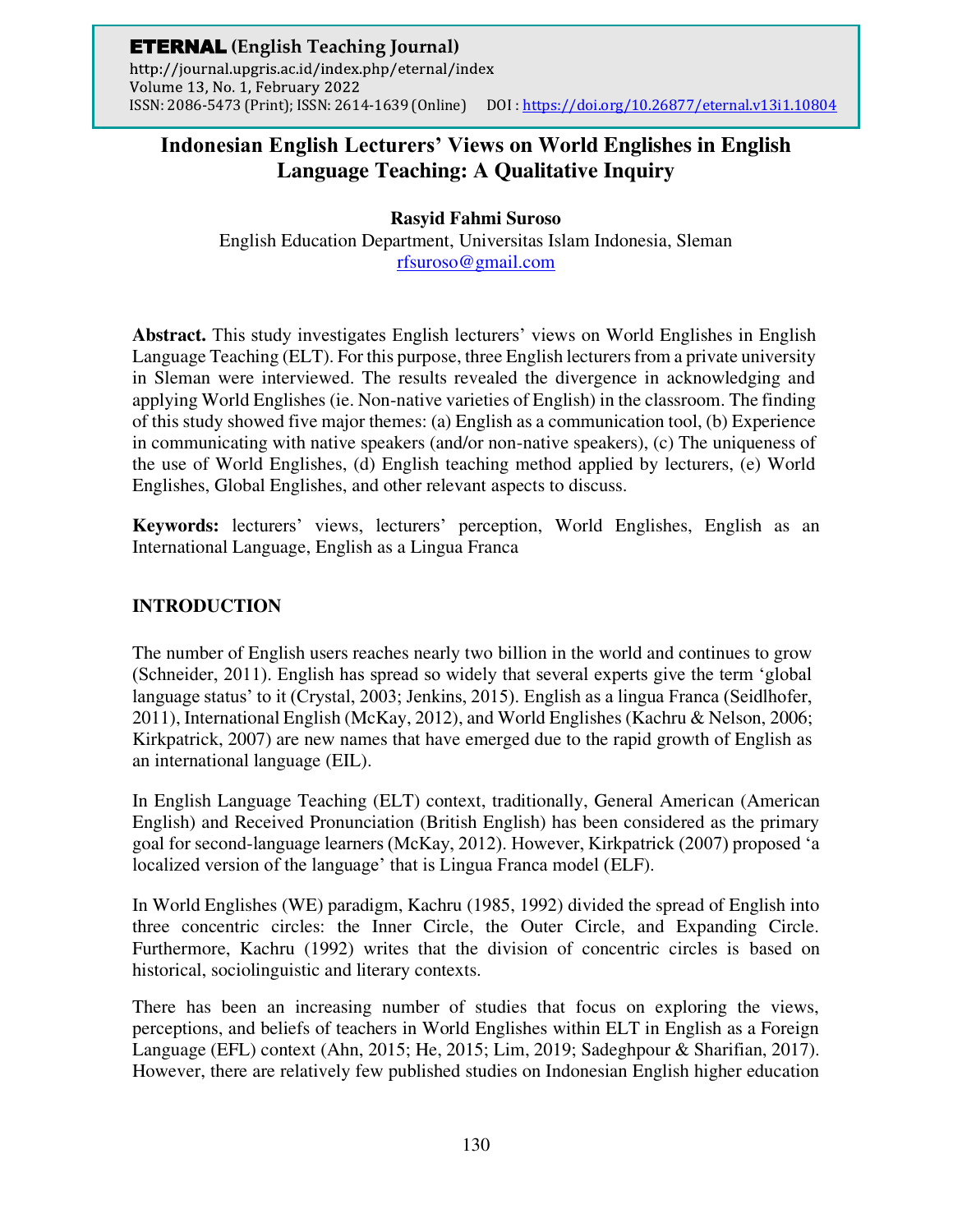# Indonesian English Lecturers' Views on World Englishes in English Language Teaching: A Qualitative Inquiry

**Rasyid Fahmi Suroso**

English Education Department, Universitas Islam Indonesia, Sleman

rfsuroso@gmail.com

**Abstract.** This study investigates English lecturers' views on World Englishes in English Language Teaching (ELT). For this purpose, three English lecturers from a private university in Sleman were interviewed. The results revealed the divergence in acknowledging and applying World Englishes (ie. Non-native varieties of English) in the classroom. The finding of this study showed five major themes: (a) English as a communication tool, (b) Experience in communicating with native speakers (and/or non-native speakers), (c) The uniqueness of the use of World Englishes, (d) English teaching method applied by lecturers, (e) World Englishes, Global Englishes, and other relevant aspects to discuss.

**Keywords:** lecturers' views, lecturers' perception, World Englishes, English as an International Language, English as a Lingua Franca

## INTRODUCTION

The number of English users reaches nearly two billion in the world and continues to grow (Schneider, 2011). English has spread so widely that several experts give the term 'global language status' to it (Crystal, 2003; Jenkins, 2015). English as a lingua Franca (Seidlhofer, 2011), International English (McKay, 2012), and World Englishes (Kachru & Nelson, 2006; Kirkpatrick, 2007) are new names that have emerged due to the rapid growth of English as an international language (EIL).

In English Language Teaching (ELT) context, traditionally, General American (American English) and Received Pronunciation (British English) has been considered as the primary goal for second-language learners (McKay, 2012). However, Kirkpatrick (2007) proposed 'a localized version of the language' that is Lingua Franca model (ELF).

In World Englishes (WE) paradigm, Kachru (1985, 1992) divided the spread of English into three concentric circles: the Inner Circle, the Outer Circle, and Expanding Circle. Furthermore, Kachru (1992) writes that the division of concentric circles is based on historical, sociolinguistic and literary contexts.

There has been an increasing number of studies that focus on exploring the views, perceptions, and beliefs of teachers in World Englishes within ELT in English as a Foreign Language (EFL) context (Ahn, 2015; He, 2015; Lim, 2019; Sadeghpour & Sharifian, 2017). However, there are relatively few published studies on Indonesian English higher education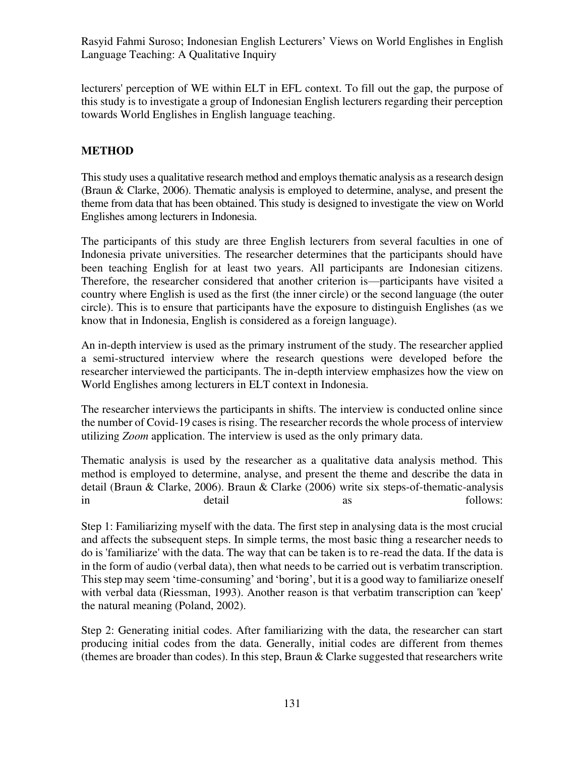lecturers' perception of WE within ELT in EFL context. To fill out the gap, the purpose of this study is to investigate a group of Indonesian English lecturers regarding their perception towards World Englishes in English language teaching.

## METHOD

This study uses a qualitative research method and employs thematic analysis as a research design (Braun & Clarke, 2006). Thematic analysis is employed to determine, analyse, and present the theme from data that has been obtained. This study is designed to investigate the view on World Englishes among lecturers in Indonesia.

The participants of this study are three English lecturers from several faculties in one of Indonesia private universities. The researcher determines that the participants should have been teaching English for at least two years. All participants are Indonesian citizens. Therefore, the researcher considered that another criterion is—participants have visited a country where English is used as the first (the inner circle) or the second language (the outer circle). This is to ensure that participants have the exposure to distinguish Englishes (as we know that in Indonesia, English is considered as a foreign language).

An in-depth interview is used as the primary instrument of the study. The researcher applied a semi-structured interview where the research questions were developed before the researcher interviewed the participants. The in-depth interview emphasizes how the view on World Englishes among lecturers in ELT context in Indonesia.

The researcher interviews the participants in shifts. The interview is conducted online since the number of Covid-19 cases is rising. The researcher records the whole process of interview utilizing *Zoom* application. The interview is used as the only primary data.

Thematic analysis is used by the researcher as a qualitative data analysis method. This method is employed to determine, analyse, and present the theme and describe the data in detail (Braun & Clarke, 2006). Braun & Clarke (2006) write six steps-of-thematic-analysis in detail as follows:

Step 1: Familiarizing myself with the data. The first step in analysing data is the most crucial and affects the subsequent steps. In simple terms, the most basic thing a researcher needs to do is 'familiarize' with the data. The way that can be taken is to re-read the data. If the data is in the form of audio (verbal data), then what needs to be carried out is verbatim transcription. This step may seem 'time-consuming' and 'boring', but it is a good way to familiarize oneself with verbal data (Riessman, 1993). Another reason is that verbatim transcription can 'keep' the natural meaning (Poland, 2002).

Step 2: Generating initial codes. After familiarizing with the data, the researcher can start producing initial codes from the data. Generally, initial codes are different from themes (themes are broader than codes). In this step, Braun & Clarke suggested that researchers write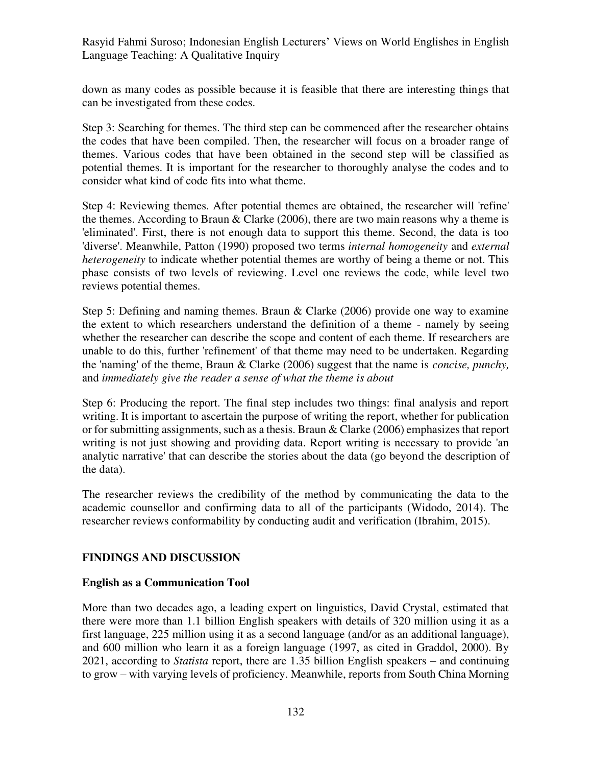down as many codes as possible because it is feasible that there are interesting things that can be investigated from these codes.

Step 3: Searching for themes. The third step can be commenced after the researcher obtains the codes that have been compiled. Then, the researcher will focus on a broader range of themes. Various codes that have been obtained in the second step will be classified as potential themes. It is important for the researcher to thoroughly analyse the codes and to consider what kind of code fits into what theme.

Step 4: Reviewing themes. After potential themes are obtained, the researcher will 'refine' the themes. According to Braun & Clarke (2006), there are two main reasons why a theme is 'eliminated'. First, there is not enough data to support this theme. Second, the data is too 'diverse'. Meanwhile, Patton (1990) proposed two terms *internal homogeneity* and *external heterogeneity* to indicate whether potential themes are worthy of being a theme or not. This phase consists of two levels of reviewing. Level one reviews the code, while level two reviews potential themes.

Step 5: Defining and naming themes. Braun & Clarke (2006) provide one way to examine the extent to which researchers understand the definition of a theme - namely by seeing whether the researcher can describe the scope and content of each theme. If researchers are unable to do this, further 'refinement' of that theme may need to be undertaken. Regarding the 'naming' of the theme, Braun & Clarke (2006) suggest that the name is *concise, punchy,* and *immediately give the reader a sense of what the theme is about*

Step 6: Producing the report. The final step includes two things: final analysis and report writing. It is important to ascertain the purpose of writing the report, whether for publication or for submitting assignments, such as a thesis. Braun & Clarke (2006) emphasizes that report writing is not just showing and providing data. Report writing is necessary to provide 'an analytic narrative' that can describe the stories about the data (go beyond the description of the data).

The researcher reviews the credibility of the method by communicating the data to the academic counsellor and confirming data to all of the participants (Widodo, 2014). The researcher reviews conformability by conducting audit and verification (Ibrahim, 2015).

## FINDINGS AND DISCUSSION

### English as a Communication Tool

More than two decades ago, a leading expert on linguistics, David Crystal, estimated that there were more than 1.1 billion English speakers with details of 320 million using it as a first language, 225 million using it as a second language (and/or as an additional language), and 600 million who learn it as a foreign language (1997, as cited in Graddol, 2000). By 2021, according to *Statista* report, there are 1.35 billion English speakers – and continuing to grow – with varying levels of proficiency. Meanwhile, reports from South China Morning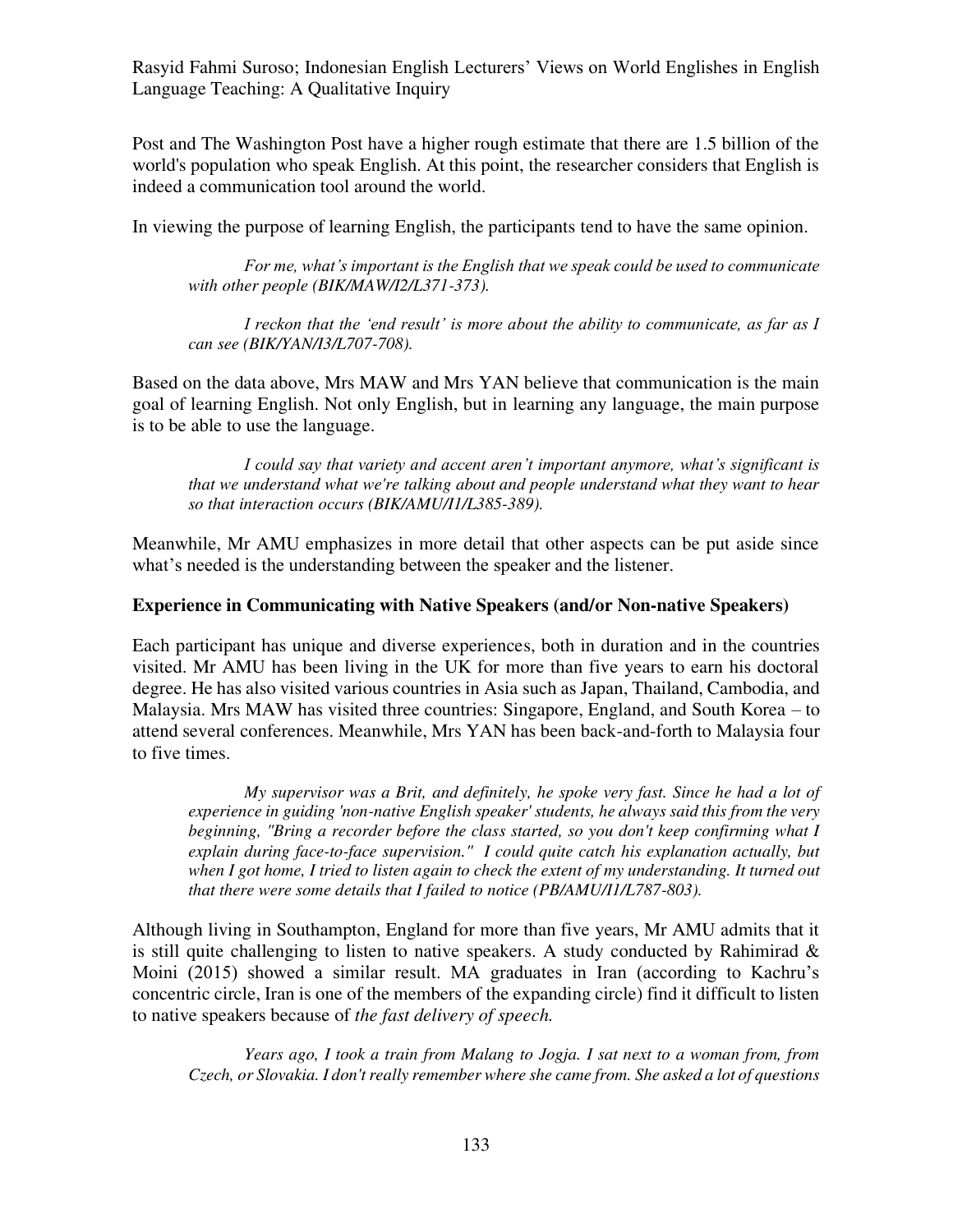Post and The Washington Post have a higher rough estimate that there are 1.5 billion of the world's population who speak English. At this point, the researcher considers that English is indeed a communication tool around the world.

In viewing the purpose of learning English, the participants tend to have the same opinion.

> *For me, what's important is the English that we speak could be used to communicate with other people (BIK/MAW/I2/L371-373).*

> *I reckon that the 'end result' is more about the ability to communicate, as far as I can see (BIK/YAN/I3/L707-708).*

Based on the data above, Mrs MAW and Mrs YAN believe that communication is the main goal of learning English. Not only English, but in learning any language, the main purpose is to be able to use the language.

> *I could say that variety and accent aren't important anymore, what's significant is that we understand what we're talking about and people understand what they want to hear so that interaction occurs (BIK/AMU/I1/L385-389).*

Meanwhile, Mr AMU emphasizes in more detail that other aspects can be put aside since what's needed is the understanding between the speaker and the listener.

**Experience in Communicating with Native Speakers (and/or Non-native Speakers)**

Each participant has unique and diverse experiences, both in duration and in the countries visited. Mr AMU has been living in the UK for more than five years to earn his doctoral degree. He has also visited various countries in Asia such as Japan, Thailand, Cambodia, and Malaysia. Mrs MAW has visited three countries: Singapore, England, and South Korea – to attend several conferences. Meanwhile, Mrs YAN has been back-and-forth to Malaysia four to five times.

> *My supervisor was a Brit, and definitely, he spoke very fast. Since he had a lot of experience in guiding 'non-native English speaker' students, he always said this from the very beginning, "Bring a recorder before the class started, so you don't keep confirming what I explain during face-to-face supervision." I could quite catch his explanation actually, but when I got home, I tried to listen again to check the extent of my understanding. It turned out that there were some details that I failed to notice (PB/AMU/I1/L787-803).*

Although living in Southampton, England for more than five years, Mr AMU admits that it is still quite challenging to listen to native speakers. A study conducted by Rahimirad & Moini (2015) showed a similar result. MA graduates in Iran (according to Kachru's concentric circle, Iran is one of the members of the expanding circle) find it difficult to listen to native speakers because of *the fast delivery of speech.*

> *Years ago, I took a train from Malang to Jogja. I sat next to a woman from, from Czech, or Slovakia. I don't really remember where she came from. She asked a lot of questions*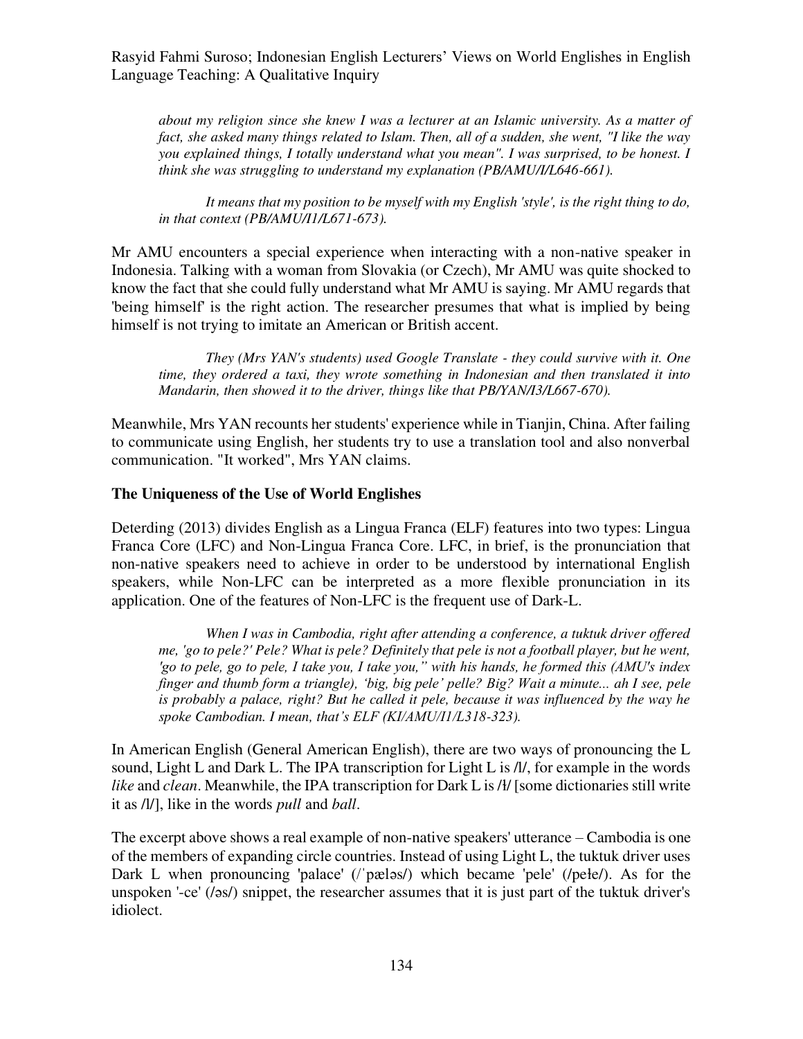*about my religion since she knew I was a lecturer at an Islamic university. As a matter of fact, she asked many things related to Islam. Then, all of a sudden, she went, "I like the way you explained things, I totally understand what you mean". I was surprised, to be honest. I think she was struggling to understand my explanation (PB/AMU/I/L646-661).*

> *It means that my position to be myself with my English 'style', is the right thing to do, in that context (PB/AMU/I1/L671-673).*

Mr AMU encounters a special experience when interacting with a non-native speaker in Indonesia. Talking with a woman from Slovakia (or Czech), Mr AMU was quite shocked to know the fact that she could fully understand what Mr AMU is saying. Mr AMU regards that 'being himself' is the right action. The researcher presumes that what is implied by being himself is not trying to imitate an American or British accent.

> *They (Mrs YAN's students) used Google Translate - they could survive with it. One time, they ordered a taxi, they wrote something in Indonesian and then translated it into Mandarin, then showed it to the driver, things like that PB/YAN/I3/L667-670).*

Meanwhile, Mrs YAN recounts her students' experience while in Tianjin, China. After failing to communicate using English, her students try to use a translation tool and also nonverbal communication. "It worked", Mrs YAN claims.

**The Uniqueness of the Use of World Englishes**

Deterding (2013) divides English as a Lingua Franca (ELF) features into two types: Lingua Franca Core (LFC) and Non-Lingua Franca Core. LFC, in brief, is the pronunciation that non-native speakers need to achieve in order to be understood by international English speakers, while Non-LFC can be interpreted as a more flexible pronunciation in its application. One of the features of Non-LFC is the frequent use of Dark-L.

> *When I was in Cambodia, right after attending a conference, a tuktuk driver offered me, 'go to pele?' Pele? What is pele? Definitely that pele is not a football player, but he went, 'go to pele, go to pele, I take you, I take you," with his hands, he formed this (AMU's index finger and thumb form a triangle), 'big, big pele' pelle? Big? Wait a minute... ah I see, pele is probably a palace, right? But he called it pele, because it was influenced by the way he spoke Cambodian. I mean, that's ELF (KI/AMU/I1/L318-323).*

In American English (General American English), there are two ways of pronouncing the L sound, Light L and Dark L. The IPA transcription for Light L is /l/, for example in the words *like* and *clean*. Meanwhile, the IPA transcription for Dark L is /ɫ/ [some dictionaries still write it as /l/], like in the words *pull* and *ball*.

The excerpt above shows a real example of non-native speakers' utterance – Cambodia is one of the members of expanding circle countries. Instead of using Light L, the tuktuk driver uses Dark L when pronouncing 'palace' (/ˈpæləs/) which became 'pele' (/peɫe/). As for the unspoken '-ce' (/əs/) snippet, the researcher assumes that it is just part of the tuktuk driver's idiolect.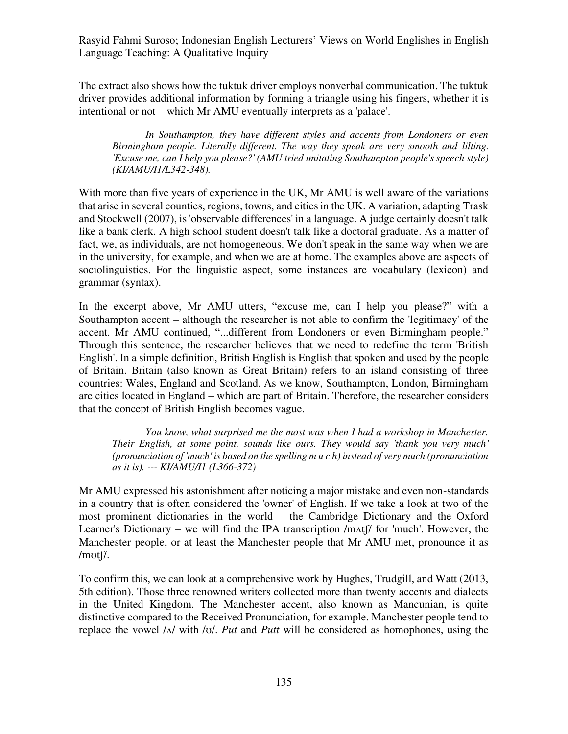The extract also shows how the tuktuk driver employs nonverbal communication. The tuktuk driver provides additional information by forming a triangle using his fingers, whether it is intentional or not – which Mr AMU eventually interprets as a 'palace'.

> *In Southampton, they have different styles and accents from Londoners or even Birmingham people. Literally different. The way they speak are very smooth and lilting. 'Excuse me, can I help you please?' (AMU tried imitating Southampton people's speech style) (KI/AMU/I1/L342-348).*

With more than five years of experience in the UK, Mr AMU is well aware of the variations that arise in several counties, regions, towns, and cities in the UK. A variation, adapting Trask and Stockwell (2007), is 'observable differences' in a language. A judge certainly doesn't talk like a bank clerk. A high school student doesn't talk like a doctoral graduate. As a matter of fact, we, as individuals, are not homogeneous. We don't speak in the same way when we are in the university, for example, and when we are at home. The examples above are aspects of sociolinguistics. For the linguistic aspect, some instances are vocabulary (lexicon) and grammar (syntax).

In the excerpt above, Mr AMU utters, "excuse me, can I help you please?" with a Southampton accent – although the researcher is not able to confirm the 'legitimacy' of the accent. Mr AMU continued, "...different from Londoners or even Birmingham people." Through this sentence, the researcher believes that we need to redefine the term 'British English'. In a simple definition, British English is English that spoken and used by the people of Britain. Britain (also known as Great Britain) refers to an island consisting of three countries: Wales, England and Scotland. As we know, Southampton, London, Birmingham are cities located in England – which are part of Britain. Therefore, the researcher considers that the concept of British English becomes vague.

> *You know, what surprised me the most was when I had a workshop in Manchester. Their English, at some point, sounds like ours. They would say 'thank you very much' (pronunciation of 'much' is based on the spelling m u c h) instead of very much (pronunciation as it is). --- KI/AMU/I1 (L366-372)*

Mr AMU expressed his astonishment after noticing a major mistake and even non-standards in a country that is often considered the 'owner' of English. If we take a look at two of the most prominent dictionaries in the world – the Cambridge Dictionary and the Oxford Learner's Dictionary – we will find the IPA transcription /mʌtʃ/ for 'much'. However, the Manchester people, or at least the Manchester people that Mr AMU met, pronounce it as /mʊtʃ/.

To confirm this, we can look at a comprehensive work by Hughes, Trudgill, and Watt (2013, 5th edition). Those three renowned writers collected more than twenty accents and dialects in the United Kingdom. The Manchester accent, also known as Mancunian, is quite distinctive compared to the Received Pronunciation, for example. Manchester people tend to replace the vowel /ʌ/ with /ʊ/. *Put* and *Putt* will be considered as homophones, using the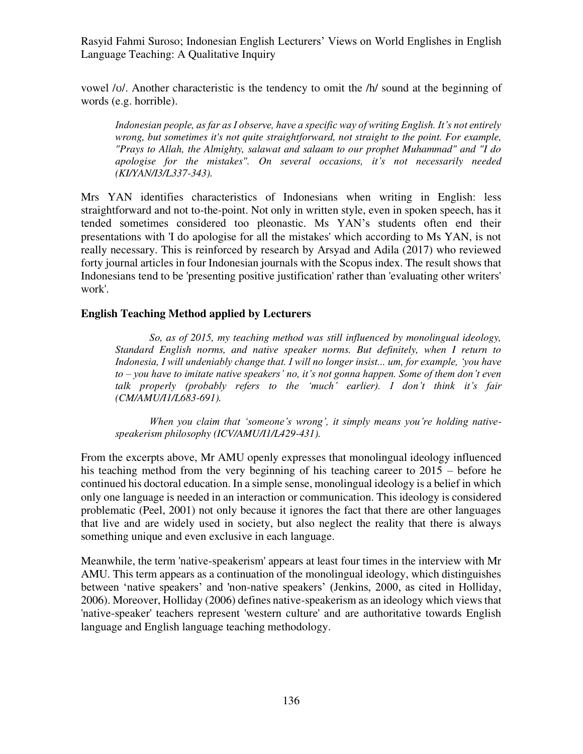vowel /ʊ/. Another characteristic is the tendency to omit the /h/ sound at the beginning of words (e.g. horrible).

> *Indonesian people, as far as I observe, have a specific way of writing English. It's not entirely wrong, but sometimes it's not quite straightforward, not straight to the point. For example, "Prays to Allah, the Almighty, salawat and salaam to our prophet Muhammad" and "I do apologise for the mistakes". On several occasions, it's not necessarily needed (KI/YAN/I3/L337-343).*

Mrs YAN identifies characteristics of Indonesians when writing in English: less straightforward and not to-the-point. Not only in written style, even in spoken speech, has it tended sometimes considered too pleonastic. Ms YAN's students often end their presentations with 'I do apologise for all the mistakes' which according to Ms YAN, is not really necessary. This is reinforced by research by Arsyad and Adila (2017) who reviewed forty journal articles in four Indonesian journals with the Scopus index. The result shows that Indonesians tend to be 'presenting positive justification' rather than 'evaluating other writers' work'.

**English Teaching Method applied by Lecturers**

> *So, as of 2015, my teaching method was still influenced by monolingual ideology, Standard English norms, and native speaker norms. But definitely, when I return to Indonesia, I will undeniably change that. I will no longer insist... um, for example, 'you have to – you have to imitate native speakers' no, it's not gonna happen. Some of them don't even talk properly (probably refers to the 'much' earlier). I don't think it's fair (CM/AMU/I1/L683-691).*

> *When you claim that 'someone's wrong', it simply means you're holding native-speakerism philosophy (ICV/AMU/I1/L429-431).*

From the excerpts above, Mr AMU openly expresses that monolingual ideology influenced his teaching method from the very beginning of his teaching career to 2015 – before he continued his doctoral education. In a simple sense, monolingual ideology is a belief in which only one language is needed in an interaction or communication. This ideology is considered problematic (Peel, 2001) not only because it ignores the fact that there are other languages that live and are widely used in society, but also neglect the reality that there is always something unique and even exclusive in each language.

Meanwhile, the term 'native-speakerism' appears at least four times in the interview with Mr AMU. This term appears as a continuation of the monolingual ideology, which distinguishes between 'native speakers' and 'non-native speakers' (Jenkins, 2000, as cited in Holliday, 2006). Moreover, Holliday (2006) defines native-speakerism as an ideology which views that 'native-speaker' teachers represent 'western culture' and are authoritative towards English language and English language teaching methodology.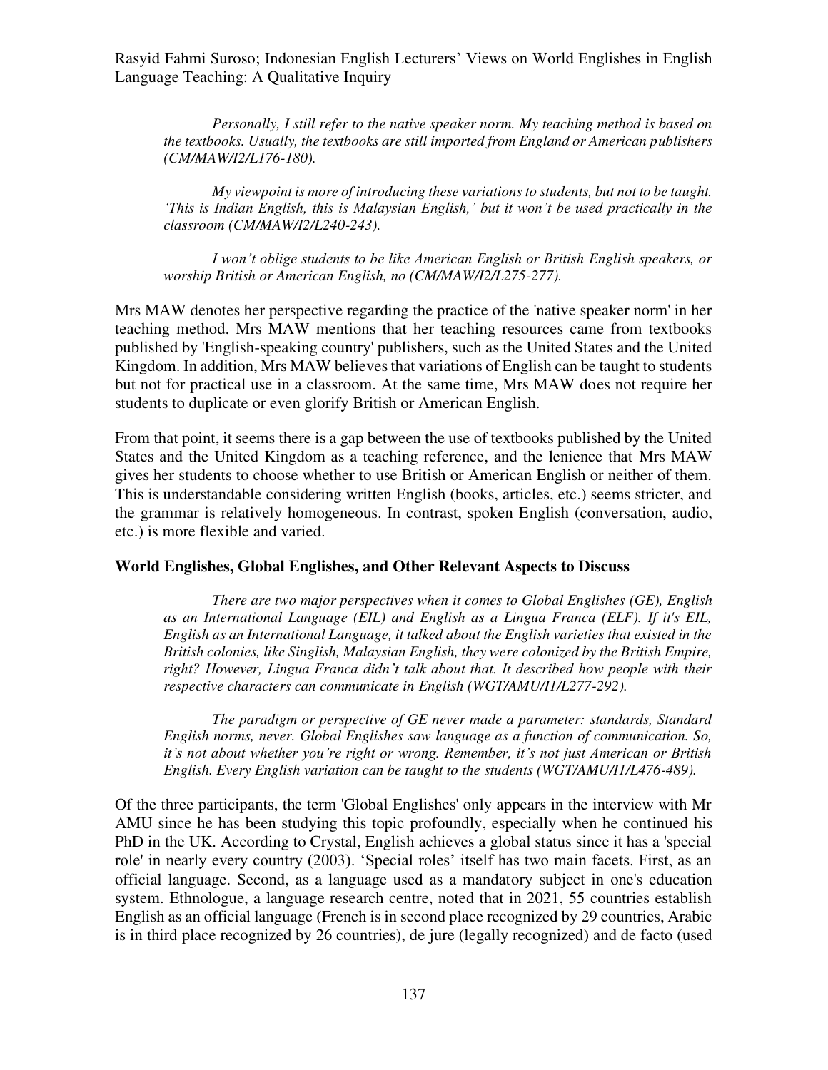*Personally, I still refer to the native speaker norm. My teaching method is based on the textbooks. Usually, the textbooks are still imported from England or American publishers (CM/MAW/I2/L176-180).*

*My viewpoint is more of introducing these variations to students, but not to be taught. 'This is Indian English, this is Malaysian English,' but it won't be used practically in the classroom (CM/MAW/I2/L240-243).*

*I won't oblige students to be like American English or British English speakers, or worship British or American English, no (CM/MAW/I2/L275-277).*

Mrs MAW denotes her perspective regarding the practice of the 'native speaker norm' in her teaching method. Mrs MAW mentions that her teaching resources came from textbooks published by 'English-speaking country' publishers, such as the United States and the United Kingdom. In addition, Mrs MAW believes that variations of English can be taught to students but not for practical use in a classroom. At the same time, Mrs MAW does not require her students to duplicate or even glorify British or American English.

From that point, it seems there is a gap between the use of textbooks published by the United States and the United Kingdom as a teaching reference, and the lenience that Mrs MAW gives her students to choose whether to use British or American English or neither of them. This is understandable considering written English (books, articles, etc.) seems stricter, and the grammar is relatively homogeneous. In contrast, spoken English (conversation, audio, etc.) is more flexible and varied.

### World Englishes, Global Englishes, and Other Relevant Aspects to Discuss

*There are two major perspectives when it comes to Global Englishes (GE), English as an International Language (EIL) and English as a Lingua Franca (ELF). If it's EIL, English as an International Language, it talked about the English varieties that existed in the British colonies, like Singlish, Malaysian English, they were colonized by the British Empire, right? However, Lingua Franca didn't talk about that. It described how people with their respective characters can communicate in English (WGT/AMU/I1/L277-292).*

*The paradigm or perspective of GE never made a parameter: standards, Standard English norms, never. Global Englishes saw language as a function of communication. So, it's not about whether you're right or wrong. Remember, it's not just American or British English. Every English variation can be taught to the students (WGT/AMU/I1/L476-489).*

Of the three participants, the term 'Global Englishes' only appears in the interview with Mr AMU since he has been studying this topic profoundly, especially when he continued his PhD in the UK. According to Crystal, English achieves a global status since it has a 'special role' in nearly every country (2003). 'Special roles' itself has two main facets. First, as an official language. Second, as a language used as a mandatory subject in one's education system. Ethnologue, a language research centre, noted that in 2021, 55 countries establish English as an official language (French is in second place recognized by 29 countries, Arabic is in third place recognized by 26 countries), de jure (legally recognized) and de facto (used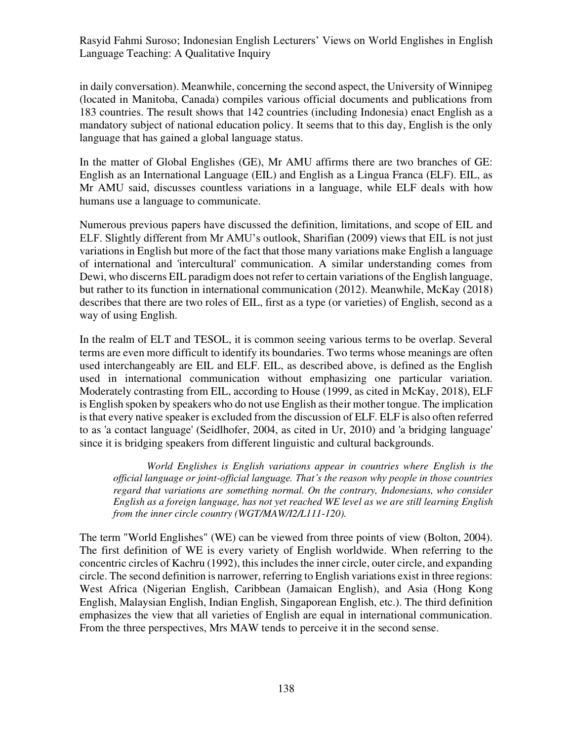in daily conversation). Meanwhile, concerning the second aspect, the University of Winnipeg (located in Manitoba, Canada) compiles various official documents and publications from 183 countries. The result shows that 142 countries (including Indonesia) enact English as a mandatory subject of national education policy. It seems that to this day, English is the only language that has gained a global language status.

In the matter of Global Englishes (GE), Mr AMU affirms there are two branches of GE: English as an International Language (EIL) and English as a Lingua Franca (ELF). EIL, as Mr AMU said, discusses countless variations in a language, while ELF deals with how humans use a language to communicate.

Numerous previous papers have discussed the definition, limitations, and scope of EIL and ELF. Slightly different from Mr AMU's outlook, Sharifian (2009) views that EIL is not just variations in English but more of the fact that those many variations make English a language of international and 'intercultural' communication. A similar understanding comes from Dewi, who discerns EIL paradigm does not refer to certain variations of the English language, but rather to its function in international communication (2012). Meanwhile, McKay (2018) describes that there are two roles of EIL, first as a type (or varieties) of English, second as a way of using English.

In the realm of ELT and TESOL, it is common seeing various terms to be overlap. Several terms are even more difficult to identify its boundaries. Two terms whose meanings are often used interchangeably are EIL and ELF. EIL, as described above, is defined as the English used in international communication without emphasizing one particular variation. Moderately contrasting from EIL, according to House (1999, as cited in McKay, 2018), ELF is English spoken by speakers who do not use English as their mother tongue. The implication is that every native speaker is excluded from the discussion of ELF. ELF is also often referred to as 'a contact language' (Seidlhofer, 2004, as cited in Ur, 2010) and 'a bridging language' since it is bridging speakers from different linguistic and cultural backgrounds.

> *World Englishes is English variations appear in countries where English is the official language or joint-official language. That's the reason why people in those countries regard that variations are something normal. On the contrary, Indonesians, who consider English as a foreign language, has not yet reached WE level as we are still learning English from the inner circle country (WGT/MAW/I2/L111-120).*

The term "World Englishes" (WE) can be viewed from three points of view (Bolton, 2004). The first definition of WE is every variety of English worldwide. When referring to the concentric circles of Kachru (1992), this includes the inner circle, outer circle, and expanding circle. The second definition is narrower, referring to English variations exist in three regions: West Africa (Nigerian English, Caribbean (Jamaican English), and Asia (Hong Kong English, Malaysian English, Indian English, Singaporean English, etc.). The third definition emphasizes the view that all varieties of English are equal in international communication. From the three perspectives, Mrs MAW tends to perceive it in the second sense.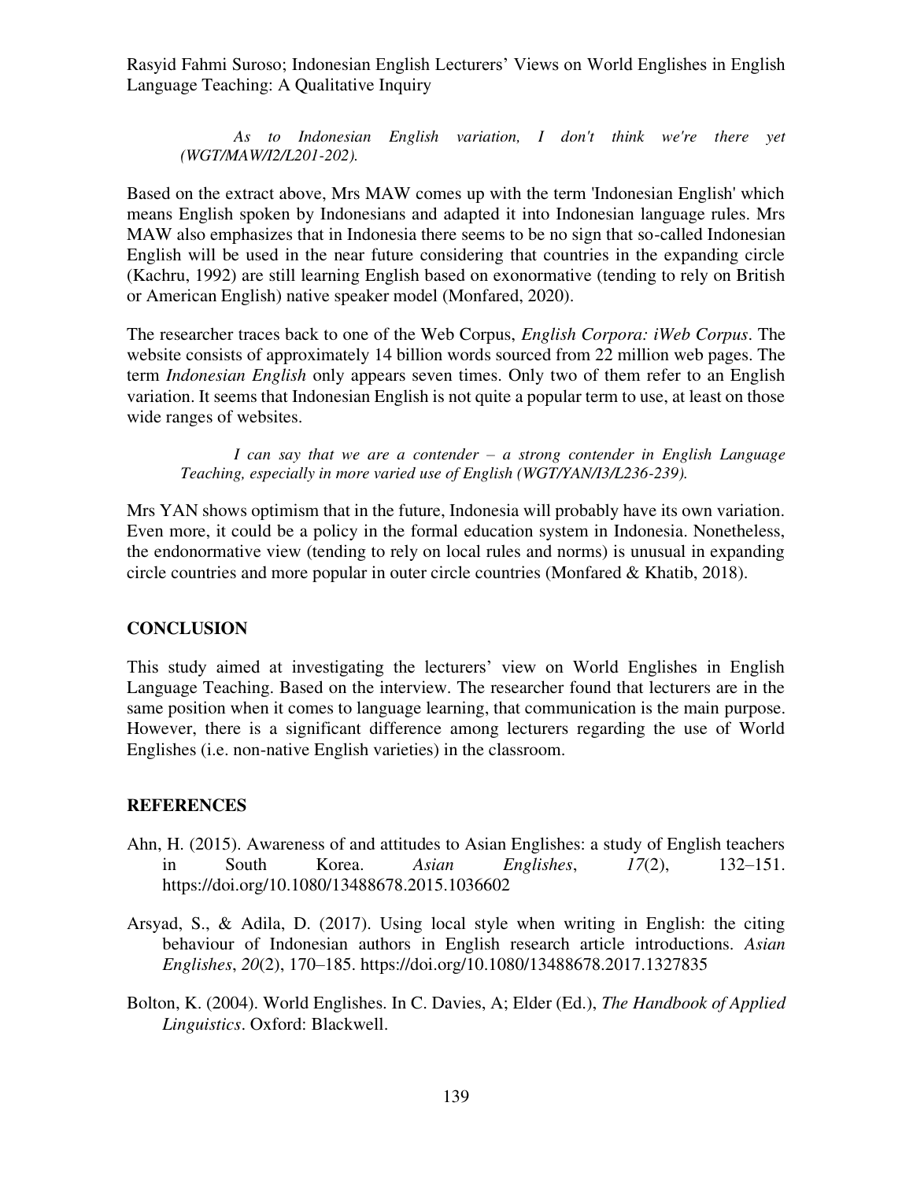*As to Indonesian English variation, I don't think we're there yet (WGT/MAW/I2/L201-202).*

Based on the extract above, Mrs MAW comes up with the term 'Indonesian English' which means English spoken by Indonesians and adapted it into Indonesian language rules. Mrs MAW also emphasizes that in Indonesia there seems to be no sign that so-called Indonesian English will be used in the near future considering that countries in the expanding circle (Kachru, 1992) are still learning English based on exonormative (tending to rely on British or American English) native speaker model (Monfared, 2020).

The researcher traces back to one of the Web Corpus, *English Corpora: iWeb Corpus*. The website consists of approximately 14 billion words sourced from 22 million web pages. The term *Indonesian English* only appears seven times. Only two of them refer to an English variation. It seems that Indonesian English is not quite a popular term to use, at least on those wide ranges of websites.

*I can say that we are a contender – a strong contender in English Language Teaching, especially in more varied use of English (WGT/YAN/I3/L236-239).*

Mrs YAN shows optimism that in the future, Indonesia will probably have its own variation. Even more, it could be a policy in the formal education system in Indonesia. Nonetheless, the endonormative view (tending to rely on local rules and norms) is unusual in expanding circle countries and more popular in outer circle countries (Monfared & Khatib, 2018).

## CONCLUSION

This study aimed at investigating the lecturers' view on World Englishes in English Language Teaching. Based on the interview. The researcher found that lecturers are in the same position when it comes to language learning, that communication is the main purpose. However, there is a significant difference among lecturers regarding the use of World Englishes (i.e. non-native English varieties) in the classroom.

## REFERENCES

Ahn, H. (2015). Awareness of and attitudes to Asian Englishes: a study of English teachers in South Korea. *Asian Englishes*, *17*(2), 132–151. https://doi.org/10.1080/13488678.2015.1036602

Arsyad, S., & Adila, D. (2017). Using local style when writing in English: the citing behaviour of Indonesian authors in English research article introductions. *Asian Englishes*, *20*(2), 170–185. https://doi.org/10.1080/13488678.2017.1327835

Bolton, K. (2004). World Englishes. In C. Davies, A; Elder (Ed.), *The Handbook of Applied Linguistics*. Oxford: Blackwell.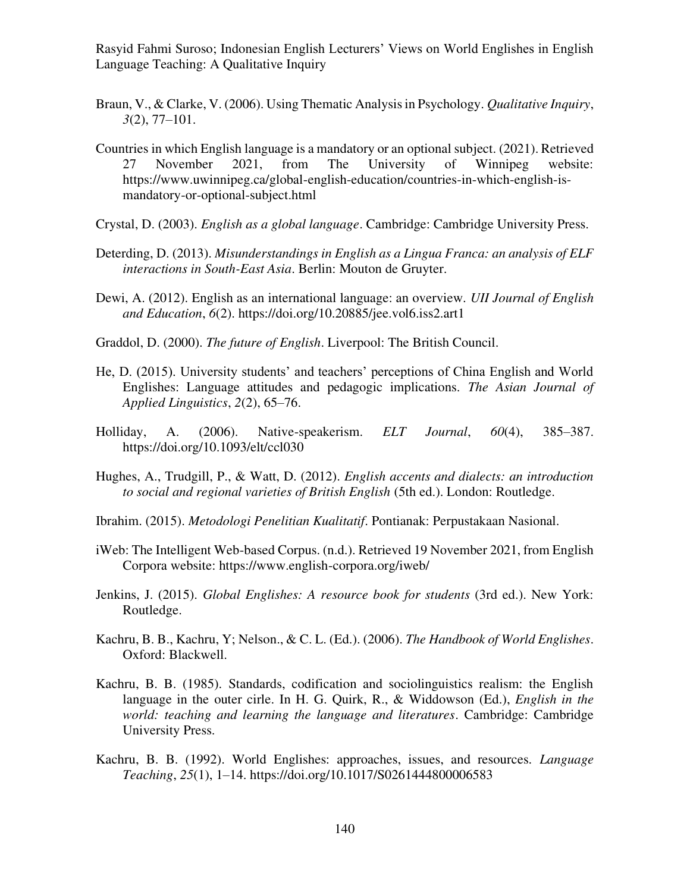Braun, V., & Clarke, V. (2006). Using Thematic Analysis in Psychology. *Qualitative Inquiry*, *3*(2), 77–101.

Countries in which English language is a mandatory or an optional subject. (2021). Retrieved 27 November 2021, from The University of Winnipeg website: https://www.uwinnipeg.ca/global-english-education/countries-in-which-english-is-mandatory-or-optional-subject.html

Crystal, D. (2003). *English as a global language*. Cambridge: Cambridge University Press.

Deterding, D. (2013). *Misunderstandings in English as a Lingua Franca: an analysis of ELF interactions in South-East Asia*. Berlin: Mouton de Gruyter.

Dewi, A. (2012). English as an international language: an overview. *UII Journal of English and Education*, *6*(2). https://doi.org/10.20885/jee.vol6.iss2.art1

Graddol, D. (2000). *The future of English*. Liverpool: The British Council.

He, D. (2015). University students' and teachers' perceptions of China English and World Englishes: Language attitudes and pedagogic implications. *The Asian Journal of Applied Linguistics*, *2*(2), 65–76.

Holliday, A. (2006). Native-speakerism. *ELT Journal*, *60*(4), 385–387. https://doi.org/10.1093/elt/ccl030

Hughes, A., Trudgill, P., & Watt, D. (2012). *English accents and dialects: an introduction to social and regional varieties of British English* (5th ed.). London: Routledge.

Ibrahim. (2015). *Metodologi Penelitian Kualitatif*. Pontianak: Perpustakaan Nasional.

iWeb: The Intelligent Web-based Corpus. (n.d.). Retrieved 19 November 2021, from English Corpora website: https://www.english-corpora.org/iweb/

Jenkins, J. (2015). *Global Englishes: A resource book for students* (3rd ed.). New York: Routledge.

Kachru, B. B., Kachru, Y; Nelson., & C. L. (Ed.). (2006). *The Handbook of World Englishes*. Oxford: Blackwell.

Kachru, B. B. (1985). Standards, codification and sociolinguistics realism: the English language in the outer cirle. In H. G. Quirk, R., & Widdowson (Ed.), *English in the world: teaching and learning the language and literatures*. Cambridge: Cambridge University Press.

Kachru, B. B. (1992). World Englishes: approaches, issues, and resources. *Language Teaching*, *25*(1), 1–14. https://doi.org/10.1017/S0261444800006583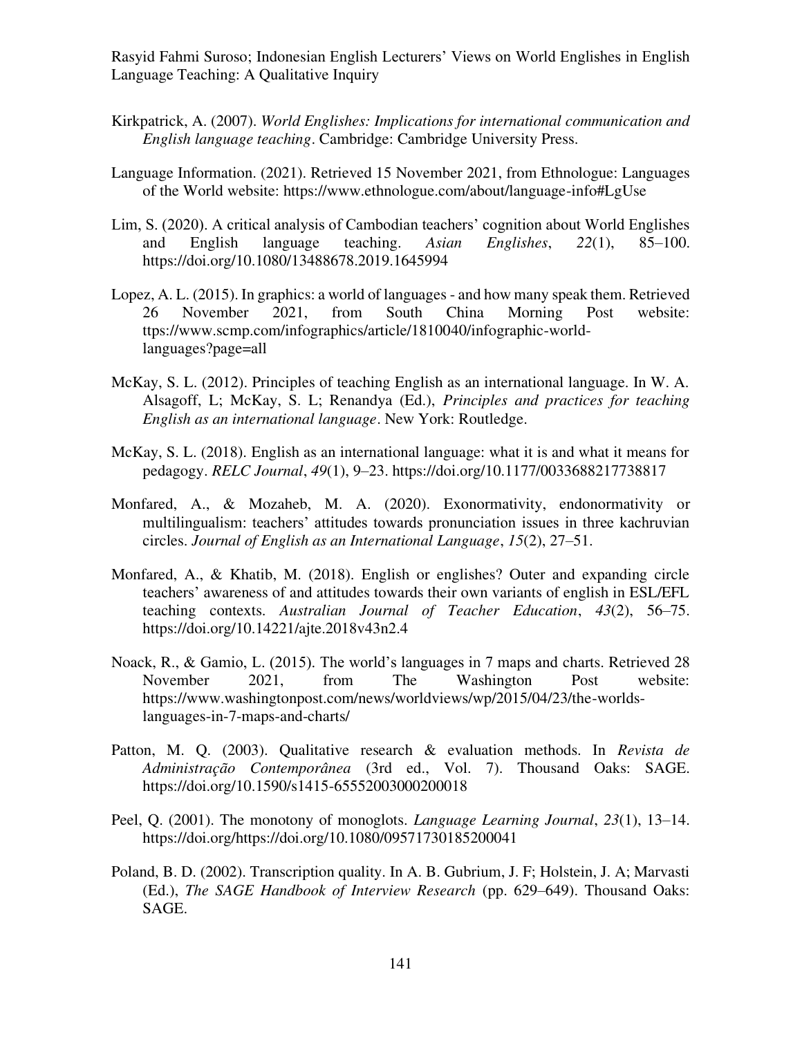Kirkpatrick, A. (2007). *World Englishes: Implications for international communication and English language teaching*. Cambridge: Cambridge University Press.

Language Information. (2021). Retrieved 15 November 2021, from Ethnologue: Languages of the World website: https://www.ethnologue.com/about/language-info#LgUse

Lim, S. (2020). A critical analysis of Cambodian teachers' cognition about World Englishes and English language teaching. *Asian Englishes*, *22*(1), 85–100. https://doi.org/10.1080/13488678.2019.1645994

Lopez, A. L. (2015). In graphics: a world of languages - and how many speak them. Retrieved 26 November 2021, from South China Morning Post website: ttps://www.scmp.com/infographics/article/1810040/infographic-world-languages?page=all

McKay, S. L. (2012). Principles of teaching English as an international language. In W. A. Alsagoff, L; McKay, S. L; Renandya (Ed.), *Principles and practices for teaching English as an international language*. New York: Routledge.

McKay, S. L. (2018). English as an international language: what it is and what it means for pedagogy. *RELC Journal*, *49*(1), 9–23. https://doi.org/10.1177/0033688217738817

Monfared, A., & Mozaheb, M. A. (2020). Exonormativity, endonormativity or multilingualism: teachers' attitudes towards pronunciation issues in three kachruvian circles. *Journal of English as an International Language*, *15*(2), 27–51.

Monfared, A., & Khatib, M. (2018). English or englishes? Outer and expanding circle teachers' awareness of and attitudes towards their own variants of english in ESL/EFL teaching contexts. *Australian Journal of Teacher Education*, *43*(2), 56–75. https://doi.org/10.14221/ajte.2018v43n2.4

Noack, R., & Gamio, L. (2015). The world's languages in 7 maps and charts. Retrieved 28 November 2021, from The Washington Post website: https://www.washingtonpost.com/news/worldviews/wp/2015/04/23/the-worlds-languages-in-7-maps-and-charts/

Patton, M. Q. (2003). Qualitative research & evaluation methods. In *Revista de Administração Contemporânea* (3rd ed., Vol. 7). Thousand Oaks: SAGE. https://doi.org/10.1590/s1415-65552003000200018

Peel, Q. (2001). The monotony of monoglots. *Language Learning Journal*, *23*(1), 13–14. https://doi.org/https://doi.org/10.1080/09571730185200041

Poland, B. D. (2002). Transcription quality. In A. B. Gubrium, J. F; Holstein, J. A; Marvasti (Ed.), *The SAGE Handbook of Interview Research* (pp. 629–649). Thousand Oaks: SAGE.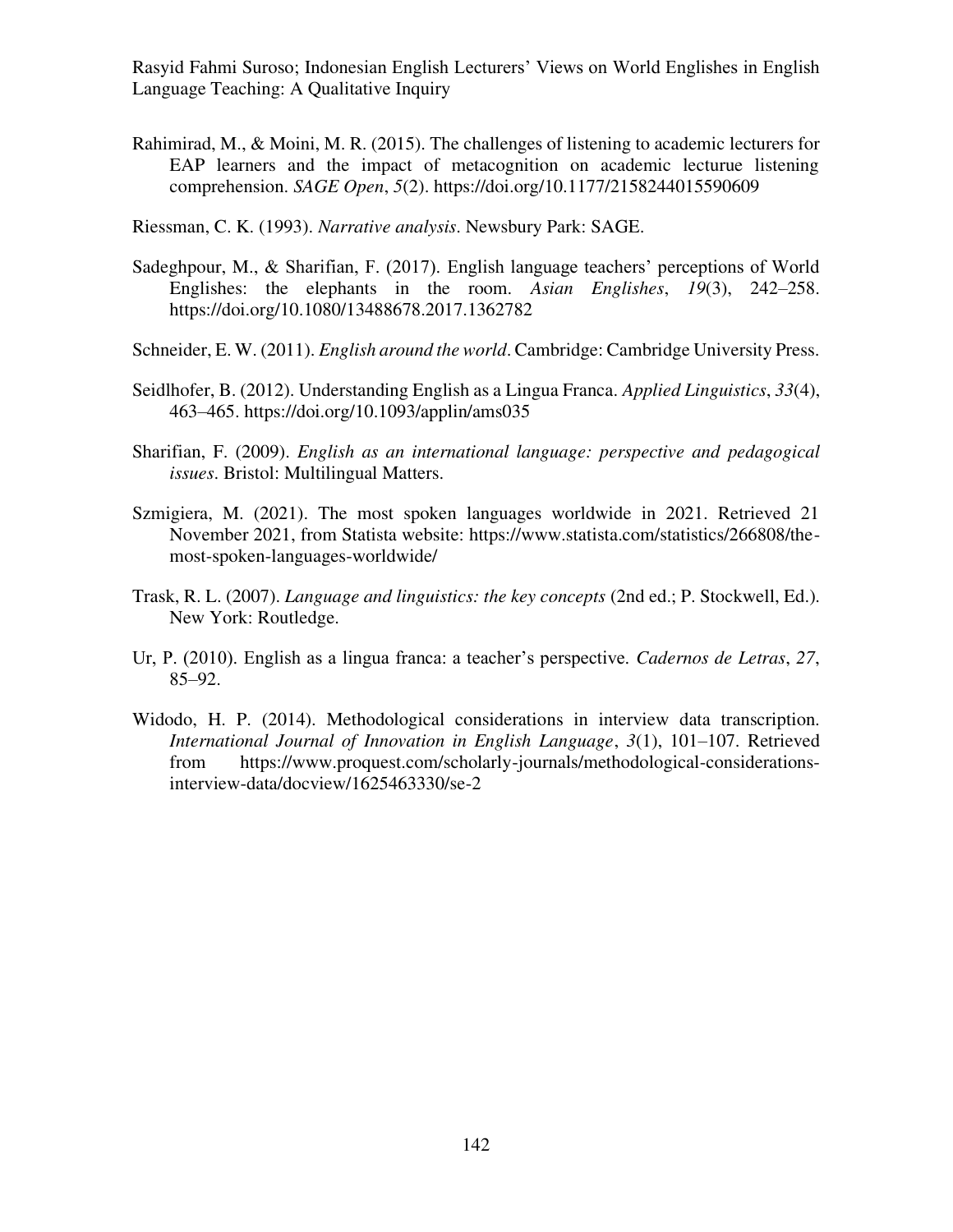Rahimirad, M., & Moini, M. R. (2015). The challenges of listening to academic lecturers for EAP learners and the impact of metacognition on academic lecturue listening comprehension. *SAGE Open*, *5*(2). https://doi.org/10.1177/2158244015590609

Riessman, C. K. (1993). *Narrative analysis*. Newsbury Park: SAGE.

Sadeghpour, M., & Sharifian, F. (2017). English language teachers' perceptions of World Englishes: the elephants in the room. *Asian Englishes*, *19*(3), 242–258. https://doi.org/10.1080/13488678.2017.1362782

Schneider, E. W. (2011). *English around the world*. Cambridge: Cambridge University Press.

Seidlhofer, B. (2012). Understanding English as a Lingua Franca. *Applied Linguistics*, *33*(4), 463–465. https://doi.org/10.1093/applin/ams035

Sharifian, F. (2009). *English as an international language: perspective and pedagogical issues*. Bristol: Multilingual Matters.

Szmigiera, M. (2021). The most spoken languages worldwide in 2021. Retrieved 21 November 2021, from Statista website: https://www.statista.com/statistics/266808/the-most-spoken-languages-worldwide/

Trask, R. L. (2007). *Language and linguistics: the key concepts* (2nd ed.; P. Stockwell, Ed.). New York: Routledge.

Ur, P. (2010). English as a lingua franca: a teacher's perspective. *Cadernos de Letras*, *27*, 85–92.

Widodo, H. P. (2014). Methodological considerations in interview data transcription. *International Journal of Innovation in English Language*, *3*(1), 101–107. Retrieved from https://www.proquest.com/scholarly-journals/methodological-considerations-interview-data/docview/1625463330/se-2